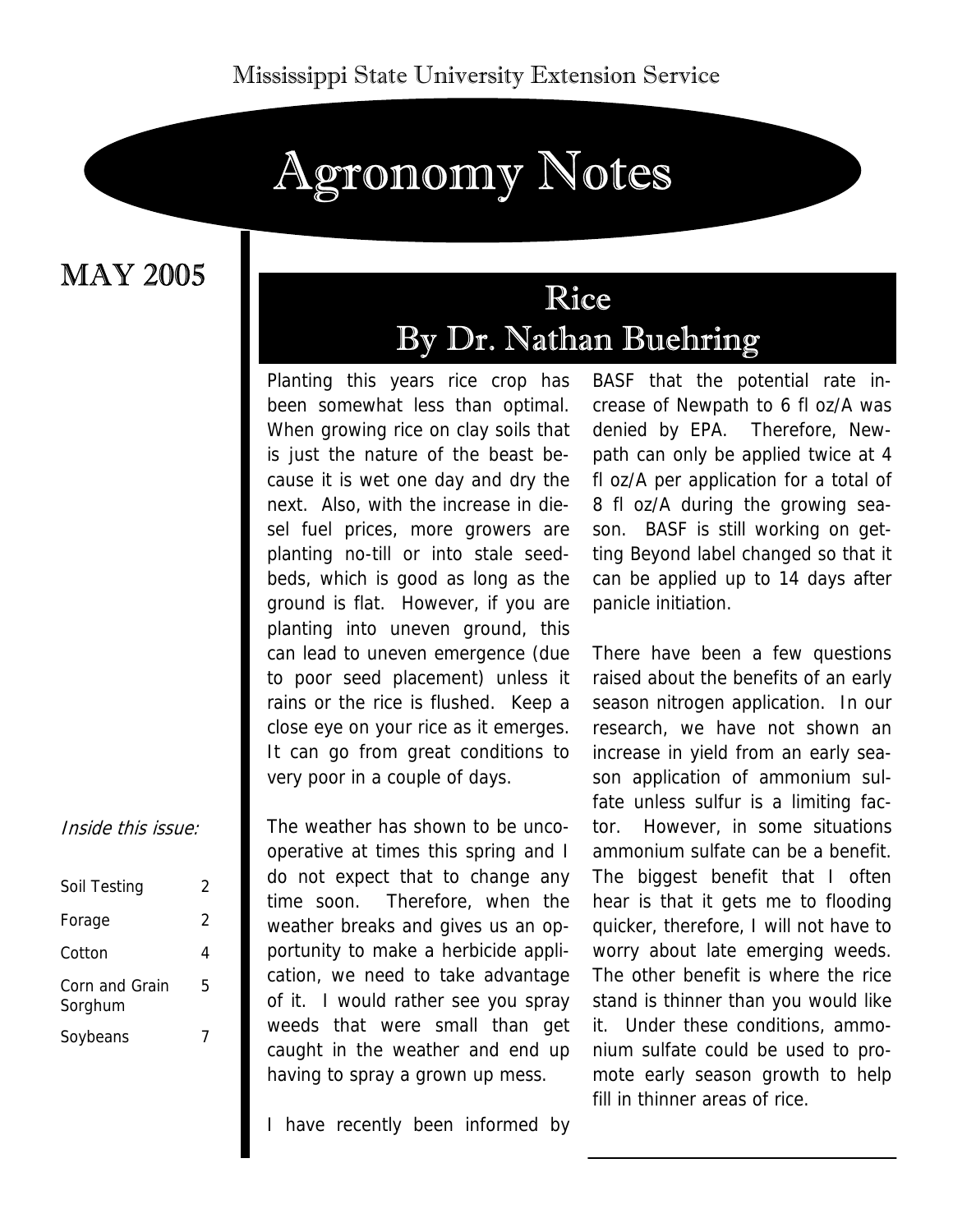Mississippi State University Extension Service

# Agronomy Notes

## MAY 2005

*Inside this issue:*

| | |
|---|---|
| Soil Testing | 2 |
| Forage | 2 |
| Cotton | 4 |
| Corn and Grain Sorghum | 5 |
| Soybeans | 7 |

## Rice
## By Dr. Nathan Buehring

Planting this years rice crop has been somewhat less than optimal. When growing rice on clay soils that is just the nature of the beast because it is wet one day and dry the next. Also, with the increase in diesel fuel prices, more growers are planting no-till or into stale seedbeds, which is good as long as the ground is flat. However, if you are planting into uneven ground, this can lead to uneven emergence (due to poor seed placement) unless it rains or the rice is flushed. Keep a close eye on your rice as it emerges. It can go from great conditions to very poor in a couple of days.

The weather has shown to be uncooperative at times this spring and I do not expect that to change any time soon. Therefore, when the weather breaks and gives us an opportunity to make a herbicide application, we need to take advantage of it. I would rather see you spray weeds that were small than get caught in the weather and end up having to spray a grown up mess.

I have recently been informed by BASF that the potential rate increase of Newpath to 6 fl oz/A was denied by EPA. Therefore, Newpath can only be applied twice at 4 fl oz/A per application for a total of 8 fl oz/A during the growing season. BASF is still working on getting Beyond label changed so that it can be applied up to 14 days after panicle initiation.

There have been a few questions raised about the benefits of an early season nitrogen application. In our research, we have not shown an increase in yield from an early season application of ammonium sulfate unless sulfur is a limiting factor. However, in some situations ammonium sulfate can be a benefit. The biggest benefit that I often hear is that it gets me to flooding quicker, therefore, I will not have to worry about late emerging weeds. The other benefit is where the rice stand is thinner than you would like it. Under these conditions, ammonium sulfate could be used to promote early season growth to help fill in thinner areas of rice.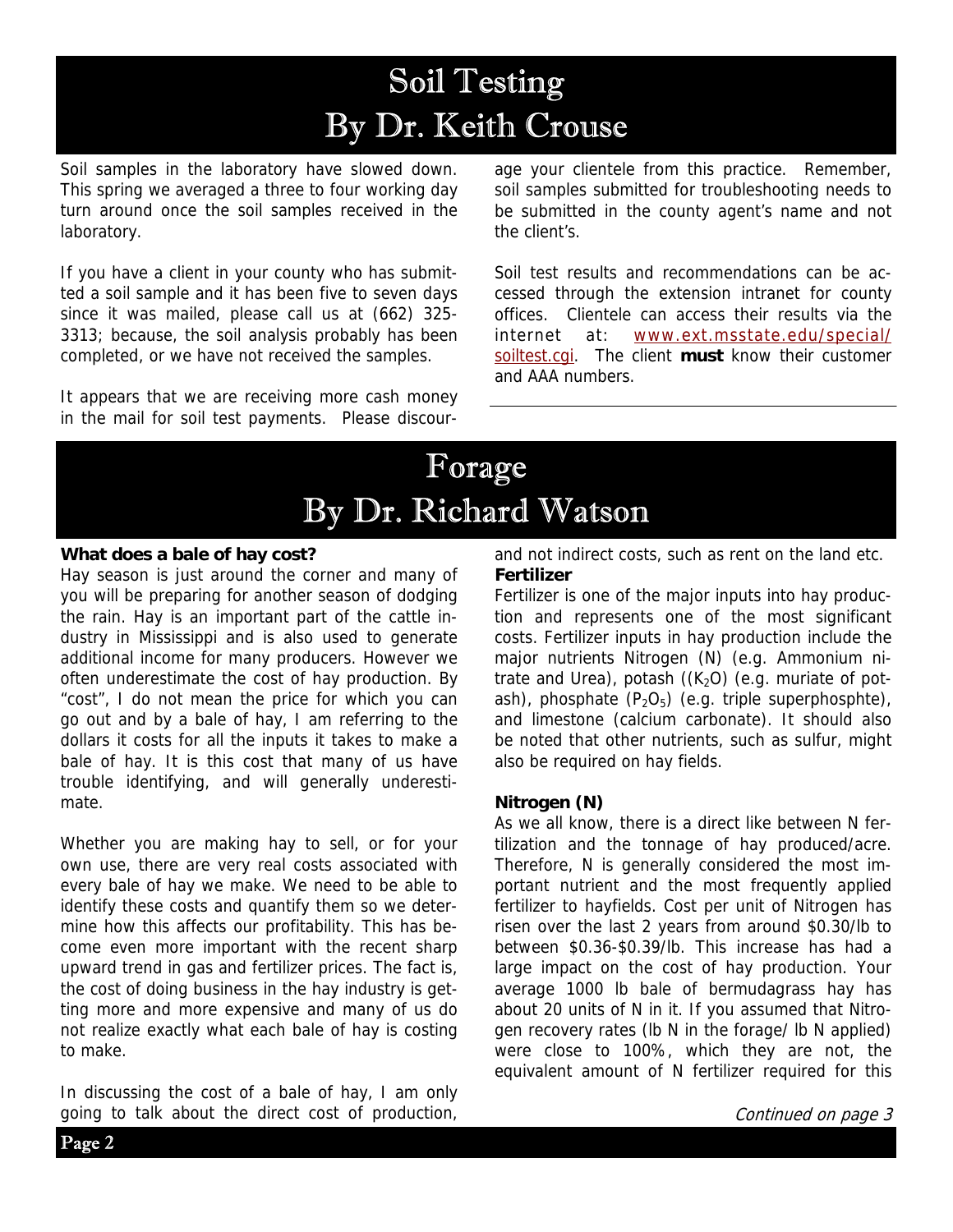# Soil Testing
## By Dr. Keith Crouse

Soil samples in the laboratory have slowed down. This spring we averaged a three to four working day turn around once the soil samples received in the laboratory.

If you have a client in your county who has submitted a soil sample and it has been five to seven days since it was mailed, please call us at (662) 325-3313; because, the soil analysis probably has been completed, or we have not received the samples.

It appears that we are receiving more cash money in the mail for soil test payments. Please discourage your clientele from this practice. Remember, soil samples submitted for troubleshooting needs to be submitted in the county agent's name and not the client's.

Soil test results and recommendations can be accessed through the extension intranet for county offices. Clientele can access their results via the internet at: [www.ext.msstate.edu/special/soiltest.cgi](www.ext.msstate.edu/special/soiltest.cgi). The client **must** know their customer and AAA numbers.

# Forage
## By Dr. Richard Watson

**What does a bale of hay cost?**

Hay season is just around the corner and many of you will be preparing for another season of dodging the rain. Hay is an important part of the cattle industry in Mississippi and is also used to generate additional income for many producers. However we often underestimate the cost of hay production. By "cost", I do not mean the price for which you can go out and by a bale of hay, I am referring to the dollars it costs for all the inputs it takes to make a bale of hay. It is this cost that many of us have trouble identifying, and will generally underestimate.

Whether you are making hay to sell, or for your own use, there are very real costs associated with every bale of hay we make. We need to be able to identify these costs and quantify them so we determine how this affects our profitability. This has become even more important with the recent sharp upward trend in gas and fertilizer prices. The fact is, the cost of doing business in the hay industry is getting more and more expensive and many of us do not realize exactly what each bale of hay is costing to make.

In discussing the cost of a bale of hay, I am only going to talk about the direct cost of production, and not indirect costs, such as rent on the land etc.

**Fertilizer**

Fertilizer is one of the major inputs into hay production and represents one of the most significant costs. Fertilizer inputs in hay production include the major nutrients Nitrogen (N) (e.g. Ammonium nitrate and Urea), potash (($K_2O$) (e.g. muriate of potash), phosphate ($P_2O_5$) (e.g. triple superphosphte), and limestone (calcium carbonate). It should also be noted that other nutrients, such as sulfur, might also be required on hay fields.

**Nitrogen (N)**

As we all know, there is a direct like between N fertilization and the tonnage of hay produced/acre. Therefore, N is generally considered the most important nutrient and the most frequently applied fertilizer to hayfields. Cost per unit of Nitrogen has risen over the last 2 years from around \$0.30/lb to between \$0.36-\$0.39/lb. This increase has had a large impact on the cost of hay production. Your average 1000 lb bale of bermudagrass hay has about 20 units of N in it. If you assumed that Nitrogen recovery rates (lb N in the forage/ lb N applied) were close to 100%, which they are not, the equivalent amount of N fertilizer required for this

*Continued on page 3*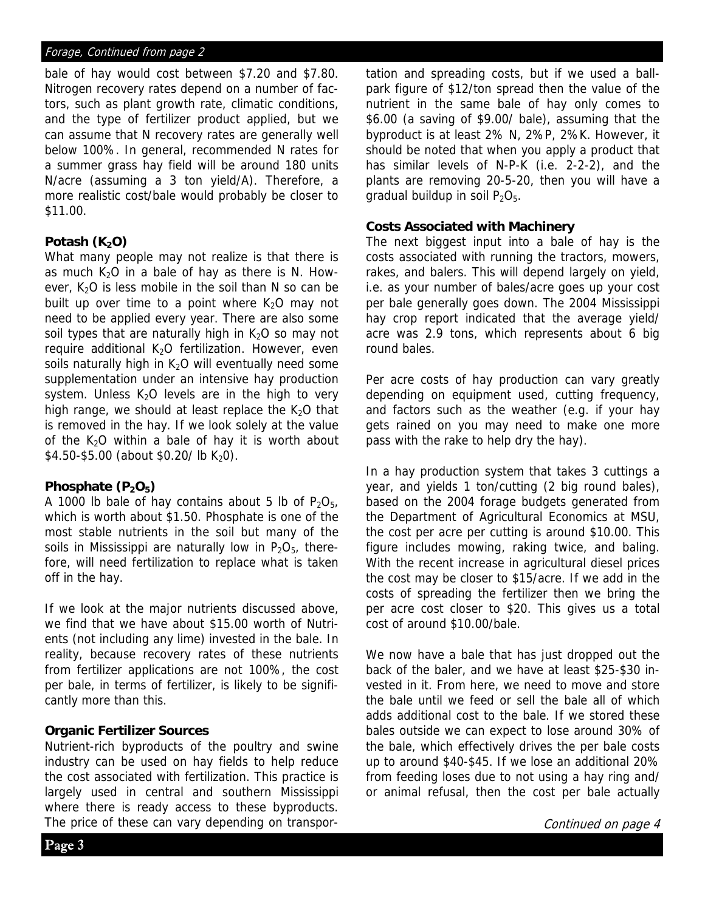bale of hay would cost between \$7.20 and \$7.80. Nitrogen recovery rates depend on a number of factors, such as plant growth rate, climatic conditions, and the type of fertilizer product applied, but we can assume that N recovery rates are generally well below 100%. In general, recommended N rates for a summer grass hay field will be around 180 units N/acre (assuming a 3 ton yield/A). Therefore, a more realistic cost/bale would probably be closer to \$11.00.

**Potash ($K_2O$)**

What many people may not realize is that there is as much $K_2O$ in a bale of hay as there is N. However, $K_2O$ is less mobile in the soil than N so can be built up over time to a point where $K_2O$ may not need to be applied every year. There are also some soil types that are naturally high in $K_2O$ so may not require additional $K_2O$ fertilization. However, even soils naturally high in $K_2O$ will eventually need some supplementation under an intensive hay production system. Unless $K_2O$ levels are in the high to very high range, we should at least replace the $K_2O$ that is removed in the hay. If we look solely at the value of the $K_2O$ within a bale of hay it is worth about \$4.50-\$5.00 (about \$0.20/ lb $K_2O$).

**Phosphate ($P_2O_5$)**

A 1000 lb bale of hay contains about 5 lb of $P_2O_5$, which is worth about \$1.50. Phosphate is one of the most stable nutrients in the soil but many of the soils in Mississippi are naturally low in $P_2O_5$, therefore, will need fertilization to replace what is taken off in the hay.

If we look at the major nutrients discussed above, we find that we have about \$15.00 worth of Nutrients (not including any lime) invested in the bale. In reality, because recovery rates of these nutrients from fertilizer applications are not 100%, the cost per bale, in terms of fertilizer, is likely to be significantly more than this.

**Organic Fertilizer Sources**

Nutrient-rich byproducts of the poultry and swine industry can be used on hay fields to help reduce the cost associated with fertilization. This practice is largely used in central and southern Mississippi where there is ready access to these byproducts. The price of these can vary depending on transportation and spreading costs, but if we used a ballpark figure of \$12/ton spread then the value of the nutrient in the same bale of hay only comes to \$6.00 (a saving of \$9.00/ bale), assuming that the byproduct is at least 2% N, 2% P, 2% K. However, it should be noted that when you apply a product that has similar levels of N-P-K (i.e. 2-2-2), and the plants are removing 20-5-20, then you will have a gradual buildup in soil $P_2O_5$.

**Costs Associated with Machinery**

The next biggest input into a bale of hay is the costs associated with running the tractors, mowers, rakes, and balers. This will depend largely on yield, i.e. as your number of bales/acre goes up your cost per bale generally goes down. The 2004 Mississippi hay crop report indicated that the average yield/ acre was 2.9 tons, which represents about 6 big round bales.

Per acre costs of hay production can vary greatly depending on equipment used, cutting frequency, and factors such as the weather (e.g. if your hay gets rained on you may need to make one more pass with the rake to help dry the hay).

In a hay production system that takes 3 cuttings a year, and yields 1 ton/cutting (2 big round bales), based on the 2004 forage budgets generated from the Department of Agricultural Economics at MSU, the cost per acre per cutting is around \$10.00. This figure includes mowing, raking twice, and baling. With the recent increase in agricultural diesel prices the cost may be closer to \$15/acre. If we add in the costs of spreading the fertilizer then we bring the per acre cost closer to \$20. This gives us a total cost of around \$10.00/bale.

We now have a bale that has just dropped out the back of the baler, and we have at least \$25-\$30 invested in it. From here, we need to move and store the bale until we feed or sell the bale all of which adds additional cost to the bale. If we stored these bales outside we can expect to lose around 30% of the bale, which effectively drives the per bale costs up to around \$40-\$45. If we lose an additional 20% from feeding loses due to not using a hay ring and/ or animal refusal, then the cost per bale actually

*Continued on page 4*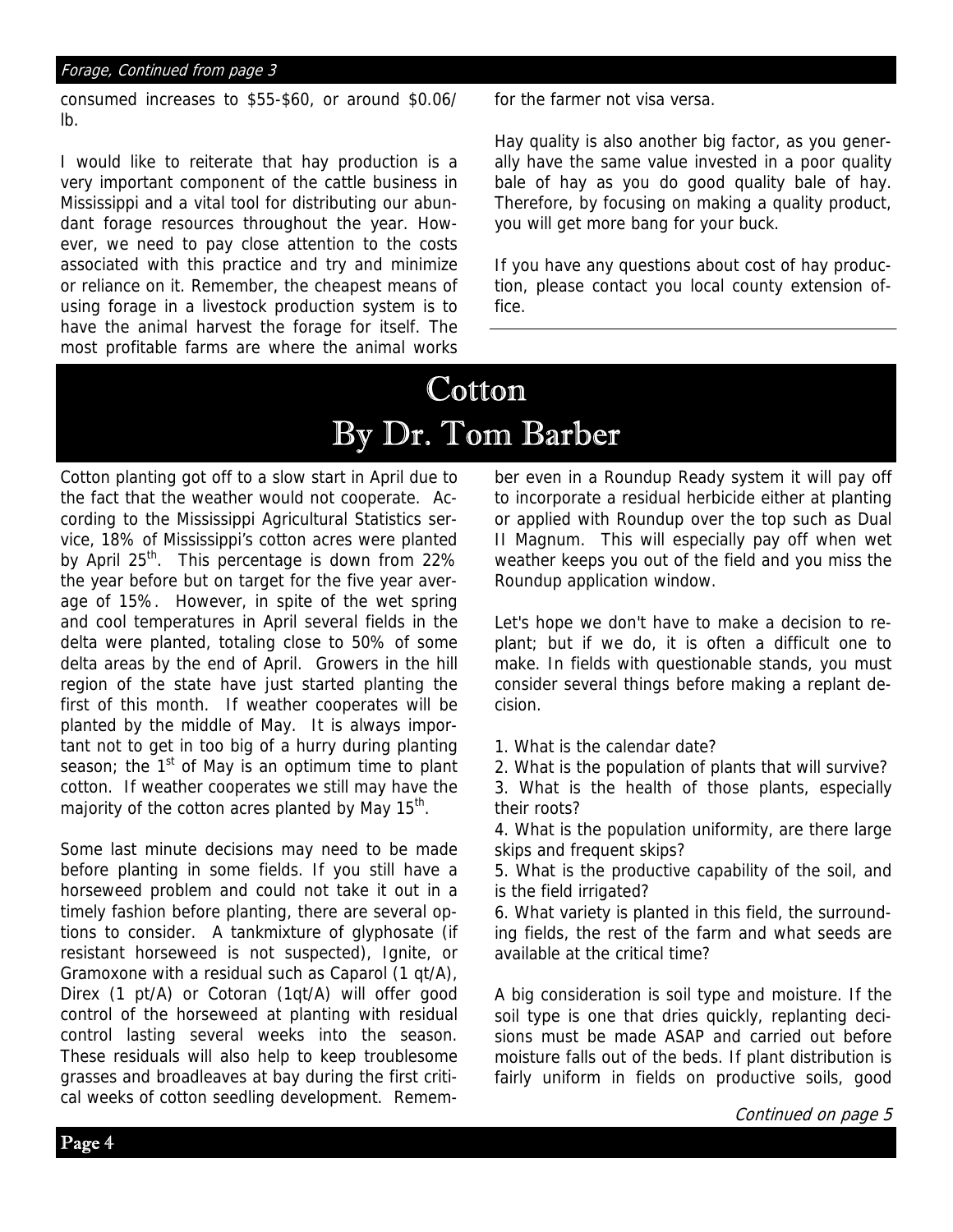*Forage, Continued from page 3*

consumed increases to \$55-\$60, or around \$0.06/lb.

I would like to reiterate that hay production is a very important component of the cattle business in Mississippi and a vital tool for distributing our abundant forage resources throughout the year. However, we need to pay close attention to the costs associated with this practice and try and minimize or reliance on it. Remember, the cheapest means of using forage in a livestock production system is to have the animal harvest the forage for itself. The most profitable farms are where the animal works for the farmer not visa versa.

Hay quality is also another big factor, as you generally have the same value invested in a poor quality bale of hay as you do good quality bale of hay. Therefore, by focusing on making a quality product, you will get more bang for your buck.

If you have any questions about cost of hay production, please contact you local county extension office.

# Cotton
## By Dr. Tom Barber

Cotton planting got off to a slow start in April due to the fact that the weather would not cooperate. According to the Mississippi Agricultural Statistics service, 18% of Mississippi's cotton acres were planted by April 25th. This percentage is down from 22% the year before but on target for the five year average of 15%. However, in spite of the wet spring and cool temperatures in April several fields in the delta were planted, totaling close to 50% of some delta areas by the end of April. Growers in the hill region of the state have just started planting the first of this month. If weather cooperates will be planted by the middle of May. It is always important not to get in too big of a hurry during planting season; the 1st of May is an optimum time to plant cotton. If weather cooperates we still may have the majority of the cotton acres planted by May 15th.

Some last minute decisions may need to be made before planting in some fields. If you still have a horseweed problem and could not take it out in a timely fashion before planting, there are several options to consider. A tankmixture of glyphosate (if resistant horseweed is not suspected), Ignite, or Gramoxone with a residual such as Caparol (1 qt/A), Direx (1 pt/A) or Cotoran (1qt/A) will offer good control of the horseweed at planting with residual control lasting several weeks into the season. These residuals will also help to keep troublesome grasses and broadleaves at bay during the first critical weeks of cotton seedling development. Remember even in a Roundup Ready system it will pay off to incorporate a residual herbicide either at planting or applied with Roundup over the top such as Dual II Magnum. This will especially pay off when wet weather keeps you out of the field and you miss the Roundup application window.

Let's hope we don't have to make a decision to replant; but if we do, it is often a difficult one to make. In fields with questionable stands, you must consider several things before making a replant decision.

1. What is the calendar date?
2. What is the population of plants that will survive?
3. What is the health of those plants, especially their roots?
4. What is the population uniformity, are there large skips and frequent skips?
5. What is the productive capability of the soil, and is the field irrigated?
6. What variety is planted in this field, the surrounding fields, the rest of the farm and what seeds are available at the critical time?

A big consideration is soil type and moisture. If the soil type is one that dries quickly, replanting decisions must be made ASAP and carried out before moisture falls out of the beds. If plant distribution is fairly uniform in fields on productive soils, good

*Continued on page 5*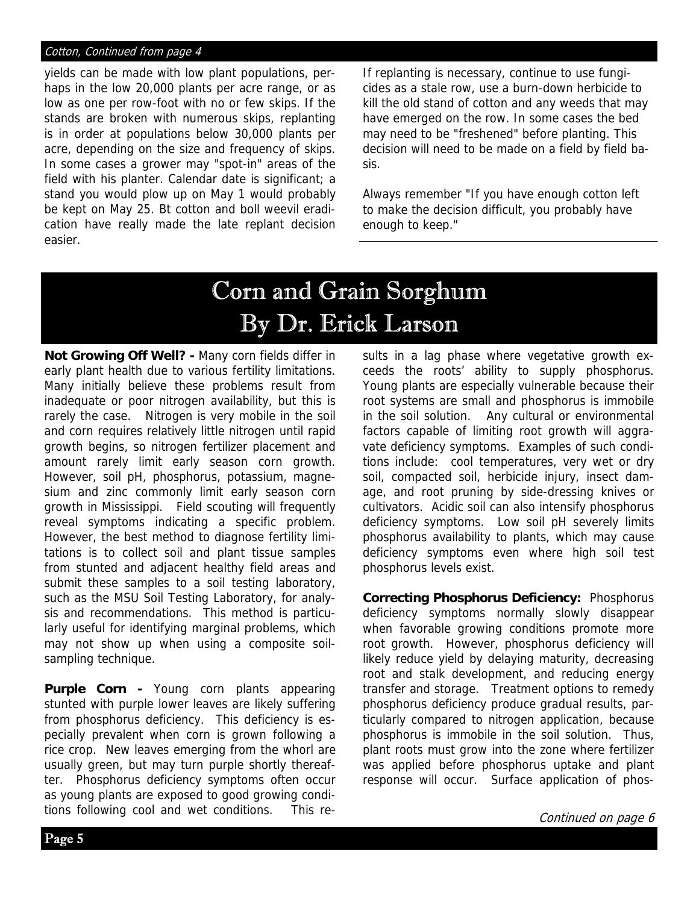*Cotton, Continued from page 4*

yields can be made with low plant populations, perhaps in the low 20,000 plants per acre range, or as low as one per row-foot with no or few skips. If the stands are broken with numerous skips, replanting is in order at populations below 30,000 plants per acre, depending on the size and frequency of skips. In some cases a grower may "spot-in" areas of the field with his planter. Calendar date is significant; a stand you would plow up on May 1 would probably be kept on May 25. Bt cotton and boll weevil eradication have really made the late replant decision easier.

If replanting is necessary, continue to use fungicides as a stale row, use a burn-down herbicide to kill the old stand of cotton and any weeds that may have emerged on the row. In some cases the bed may need to be "freshened" before planting. This decision will need to be made on a field by field basis.

Always remember "If you have enough cotton left to make the decision difficult, you probably have enough to keep."

# Corn and Grain Sorghum
## By Dr. Erick Larson

**Not Growing Off Well? -** Many corn fields differ in early plant health due to various fertility limitations. Many initially believe these problems result from inadequate or poor nitrogen availability, but this is rarely the case. Nitrogen is very mobile in the soil and corn requires relatively little nitrogen until rapid growth begins, so nitrogen fertilizer placement and amount rarely limit early season corn growth. However, soil pH, phosphorus, potassium, magnesium and zinc commonly limit early season corn growth in Mississippi. Field scouting will frequently reveal symptoms indicating a specific problem. However, the best method to diagnose fertility limitations is to collect soil and plant tissue samples from stunted and adjacent healthy field areas and submit these samples to a soil testing laboratory, such as the MSU Soil Testing Laboratory, for analysis and recommendations. This method is particularly useful for identifying marginal problems, which may not show up when using a composite soil-sampling technique.

**Purple Corn -** Young corn plants appearing stunted with purple lower leaves are likely suffering from phosphorus deficiency. This deficiency is especially prevalent when corn is grown following a rice crop. New leaves emerging from the whorl are usually green, but may turn purple shortly thereafter. Phosphorus deficiency symptoms often occur as young plants are exposed to good growing conditions following cool and wet conditions. This results in a lag phase where vegetative growth exceeds the roots' ability to supply phosphorus. Young plants are especially vulnerable because their root systems are small and phosphorus is immobile in the soil solution. Any cultural or environmental factors capable of limiting root growth will aggravate deficiency symptoms. Examples of such conditions include: cool temperatures, very wet or dry soil, compacted soil, herbicide injury, insect damage, and root pruning by side-dressing knives or cultivators. Acidic soil can also intensify phosphorus deficiency symptoms. Low soil pH severely limits phosphorus availability to plants, which may cause deficiency symptoms even where high soil test phosphorus levels exist.

**Correcting Phosphorus Deficiency:** Phosphorus deficiency symptoms normally slowly disappear when favorable growing conditions promote more root growth. However, phosphorus deficiency will likely reduce yield by delaying maturity, decreasing root and stalk development, and reducing energy transfer and storage. Treatment options to remedy phosphorus deficiency produce gradual results, particularly compared to nitrogen application, because phosphorus is immobile in the soil solution. Thus, plant roots must grow into the zone where fertilizer was applied before phosphorus uptake and plant response will occur. Surface application of phos-

*Continued on page 6*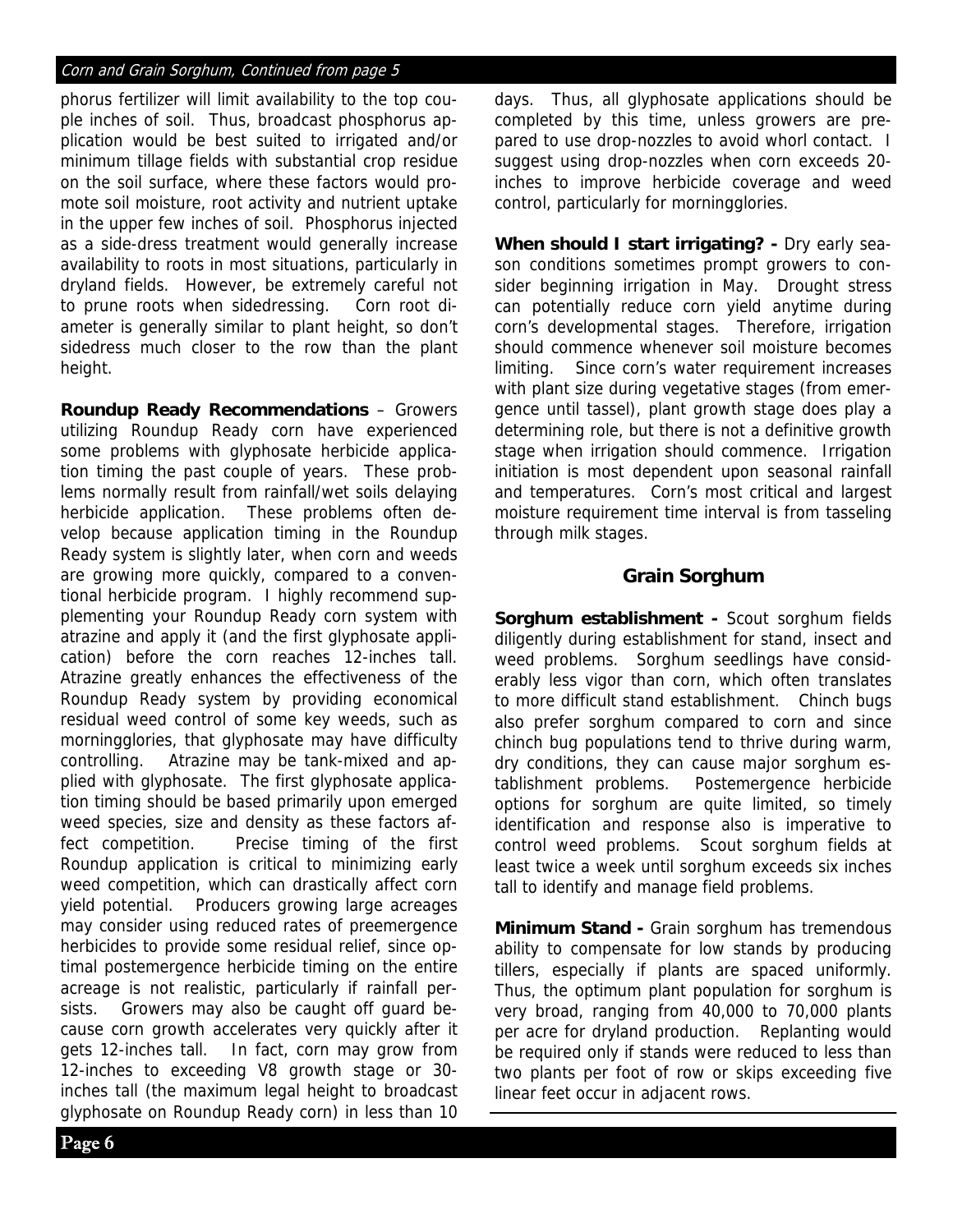*Corn and Grain Sorghum, Continued from page 5*

phorus fertilizer will limit availability to the top couple inches of soil. Thus, broadcast phosphorus application would be best suited to irrigated and/or minimum tillage fields with substantial crop residue on the soil surface, where these factors would promote soil moisture, root activity and nutrient uptake in the upper few inches of soil. Phosphorus injected as a side-dress treatment would generally increase availability to roots in most situations, particularly in dryland fields. However, be extremely careful not to prune roots when sidedressing. Corn root diameter is generally similar to plant height, so don't sidedress much closer to the row than the plant height.

**Roundup Ready Recommendations** – Growers utilizing Roundup Ready corn have experienced some problems with glyphosate herbicide application timing the past couple of years. These problems normally result from rainfall/wet soils delaying herbicide application. These problems often develop because application timing in the Roundup Ready system is slightly later, when corn and weeds are growing more quickly, compared to a conventional herbicide program. I highly recommend supplementing your Roundup Ready corn system with atrazine and apply it (and the first glyphosate application) before the corn reaches 12-inches tall. Atrazine greatly enhances the effectiveness of the Roundup Ready system by providing economical residual weed control of some key weeds, such as morningglories, that glyphosate may have difficulty controlling. Atrazine may be tank-mixed and applied with glyphosate. The first glyphosate application timing should be based primarily upon emerged weed species, size and density as these factors affect competition. Precise timing of the first Roundup application is critical to minimizing early weed competition, which can drastically affect corn yield potential. Producers growing large acreages may consider using reduced rates of preemergence herbicides to provide some residual relief, since optimal postemergence herbicide timing on the entire acreage is not realistic, particularly if rainfall persists. Growers may also be caught off guard because corn growth accelerates very quickly after it gets 12-inches tall. In fact, corn may grow from 12-inches to exceeding V8 growth stage or 30-inches tall (the maximum legal height to broadcast glyphosate on Roundup Ready corn) in less than 10 days. Thus, all glyphosate applications should be completed by this time, unless growers are prepared to use drop-nozzles to avoid whorl contact. I suggest using drop-nozzles when corn exceeds 20-inches to improve herbicide coverage and weed control, particularly for morningglories.

**When should I start irrigating? -** Dry early season conditions sometimes prompt growers to consider beginning irrigation in May. Drought stress can potentially reduce corn yield anytime during corn's developmental stages. Therefore, irrigation should commence whenever soil moisture becomes limiting. Since corn's water requirement increases with plant size during vegetative stages (from emergence until tassel), plant growth stage does play a determining role, but there is not a definitive growth stage when irrigation should commence. Irrigation initiation is most dependent upon seasonal rainfall and temperatures. Corn's most critical and largest moisture requirement time interval is from tasseling through milk stages.

## Grain Sorghum

**Sorghum establishment -** Scout sorghum fields diligently during establishment for stand, insect and weed problems. Sorghum seedlings have considerably less vigor than corn, which often translates to more difficult stand establishment. Chinch bugs also prefer sorghum compared to corn and since chinch bug populations tend to thrive during warm, dry conditions, they can cause major sorghum establishment problems. Postemergence herbicide options for sorghum are quite limited, so timely identification and response also is imperative to control weed problems. Scout sorghum fields at least twice a week until sorghum exceeds six inches tall to identify and manage field problems.

**Minimum Stand -** Grain sorghum has tremendous ability to compensate for low stands by producing tillers, especially if plants are spaced uniformly. Thus, the optimum plant population for sorghum is very broad, ranging from 40,000 to 70,000 plants per acre for dryland production. Replanting would be required only if stands were reduced to less than two plants per foot of row or skips exceeding five linear feet occur in adjacent rows.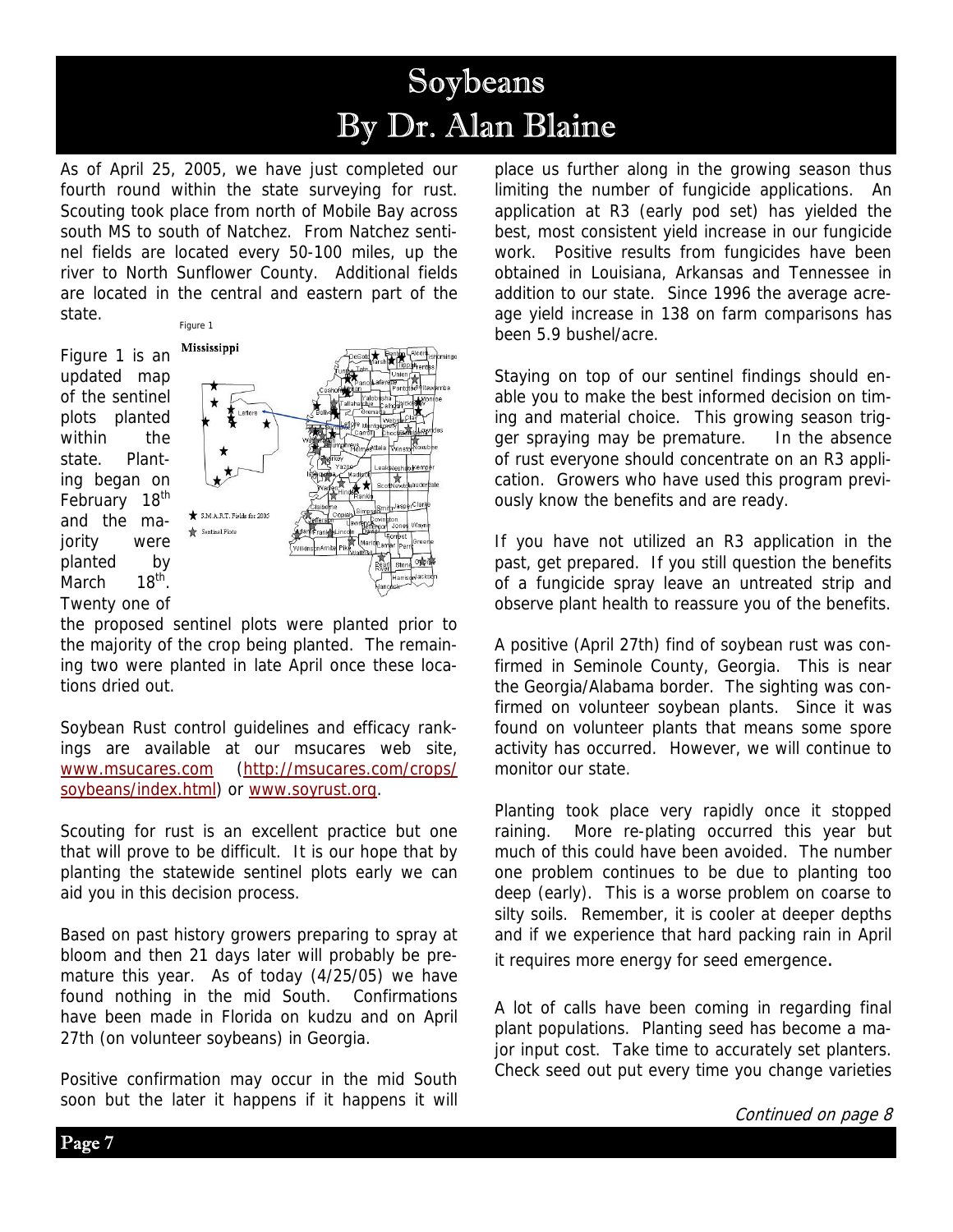# Soybeans
## By Dr. Alan Blaine

As of April 25, 2005, we have just completed our fourth round within the state surveying for rust. Scouting took place from north of Mobile Bay across south MS to south of Natchez. From Natchez sentinel fields are located every 50-100 miles, up the river to North Sunflower County. Additional fields are located in the central and eastern part of the state.

Figure 1

Figure 1 is an updated map of the sentinel plots planted within the state. Planting began on February 18th and the majority were planted by March 18th. Twenty one of the proposed sentinel plots were planted prior to the majority of the crop being planted. The remaining two were planted in late April once these locations dried out.

Soybean Rust control guidelines and efficacy rankings are available at our msucares web site, www.msucares.com (http://msucares.com/crops/soybeans/index.html) or www.soyrust.org.

Scouting for rust is an excellent practice but one that will prove to be difficult. It is our hope that by planting the statewide sentinel plots early we can aid you in this decision process.

Based on past history growers preparing to spray at bloom and then 21 days later will probably be premature this year. As of today (4/25/05) we have found nothing in the mid South. Confirmations have been made in Florida on kudzu and on April 27th (on volunteer soybeans) in Georgia.

Positive confirmation may occur in the mid South soon but the later it happens if it happens it will place us further along in the growing season thus limiting the number of fungicide applications. An application at R3 (early pod set) has yielded the best, most consistent yield increase in our fungicide work. Positive results from fungicides have been obtained in Louisiana, Arkansas and Tennessee in addition to our state. Since 1996 the average acreage yield increase in 138 on farm comparisons has been 5.9 bushel/acre.

Staying on top of our sentinel findings should enable you to make the best informed decision on timing and material choice. This growing season trigger spraying may be premature. In the absence of rust everyone should concentrate on an R3 application. Growers who have used this program previously know the benefits and are ready.

If you have not utilized an R3 application in the past, get prepared. If you still question the benefits of a fungicide spray leave an untreated strip and observe plant health to reassure you of the benefits.

A positive (April 27th) find of soybean rust was confirmed in Seminole County, Georgia. This is near the Georgia/Alabama border. The sighting was confirmed on volunteer soybean plants. Since it was found on volunteer plants that means some spore activity has occurred. However, we will continue to monitor our state.

Planting took place very rapidly once it stopped raining. More re-plating occurred this year but much of this could have been avoided. The number one problem continues to be due to planting too deep (early). This is a worse problem on coarse to silty soils. Remember, it is cooler at deeper depths and if we experience that hard packing rain in April it requires more energy for seed emergence.

A lot of calls have been coming in regarding final plant populations. Planting seed has become a major input cost. Take time to accurately set planters. Check seed out put every time you change varieties

*Continued on page 8*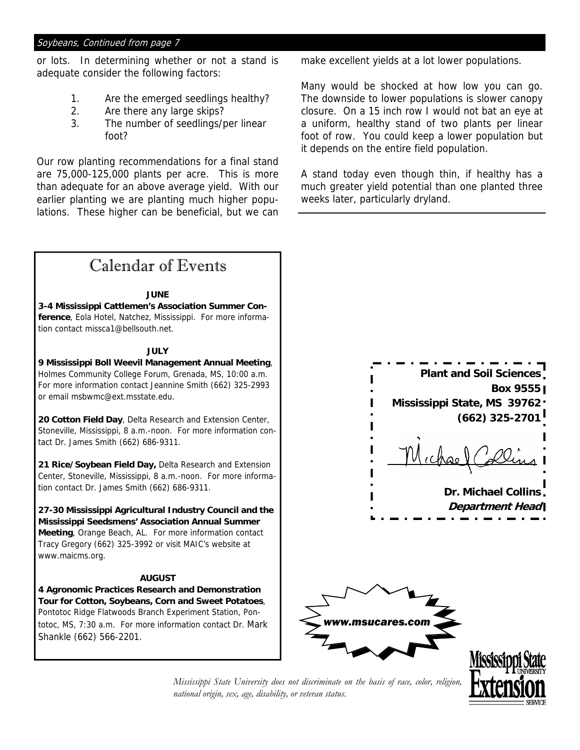*Soybeans, Continued from page 7*

or lots. In determining whether or not a stand is adequate consider the following factors:

1. Are the emerged seedlings healthy?
2. Are there any large skips?
3. The number of seedlings/per linear foot?

Our row planting recommendations for a final stand are 75,000-125,000 plants per acre. This is more than adequate for an above average yield. With our earlier planting we are planting much higher populations. These higher can be beneficial, but we can make excellent yields at a lot lower populations.

Many would be shocked at how low you can go. The downside to lower populations is slower canopy closure. On a 15 inch row I would not bat an eye at a uniform, healthy stand of two plants per linear foot of row. You could keep a lower population but it depends on the entire field population.

A stand today even though thin, if healthy has a much greater yield potential than one planted three weeks later, particularly dryland.

## Calendar of Events

**JUNE**

**3-4 Mississippi Cattlemen's Association Summer Conference**, Eola Hotel, Natchez, Mississippi. For more information contact missca1@bellsouth.net.

**JULY**

**9 Mississippi Boll Weevil Management Annual Meeting**, Holmes Community College Forum, Grenada, MS, 10:00 a.m. For more information contact Jeannine Smith (662) 325-2993 or email msbwmc@ext.msstate.edu.

**20 Cotton Field Day**, Delta Research and Extension Center, Stoneville, Mississippi, 8 a.m.-noon. For more information contact Dr. James Smith (662) 686-9311.

**21 Rice/Soybean Field Day,** Delta Research and Extension Center, Stoneville, Mississippi, 8 a.m.-noon. For more information contact Dr. James Smith (662) 686-9311.

**27-30 Mississippi Agricultural Industry Council and the Mississippi Seedsmens' Association Annual Summer Meeting**, Orange Beach, AL. For more information contact Tracy Gregory (662) 325-3992 or visit MAIC's website at www.maicms.org.

**AUGUST**

**4 Agronomic Practices Research and Demonstration Tour for Cotton, Soybeans, Corn and Sweet Potatoes**, Pontotoc Ridge Flatwoods Branch Experiment Station, Pontotoc, MS, 7:30 a.m. For more information contact Dr. Mark Shankle (662) 566-2201.

**Plant and Soil Sciences**
**Box 9555**
**Mississippi State, MS 39762**
**(662) 325-2701**

Michael Collins

**Dr. Michael Collins**
***Department Head***

***www.msucares.com***

*Mississippi State University does not discriminate on the basis of race, color, religion, national origin, sex, age, disability, or veteran status.*

Mississippi State University Extension Service